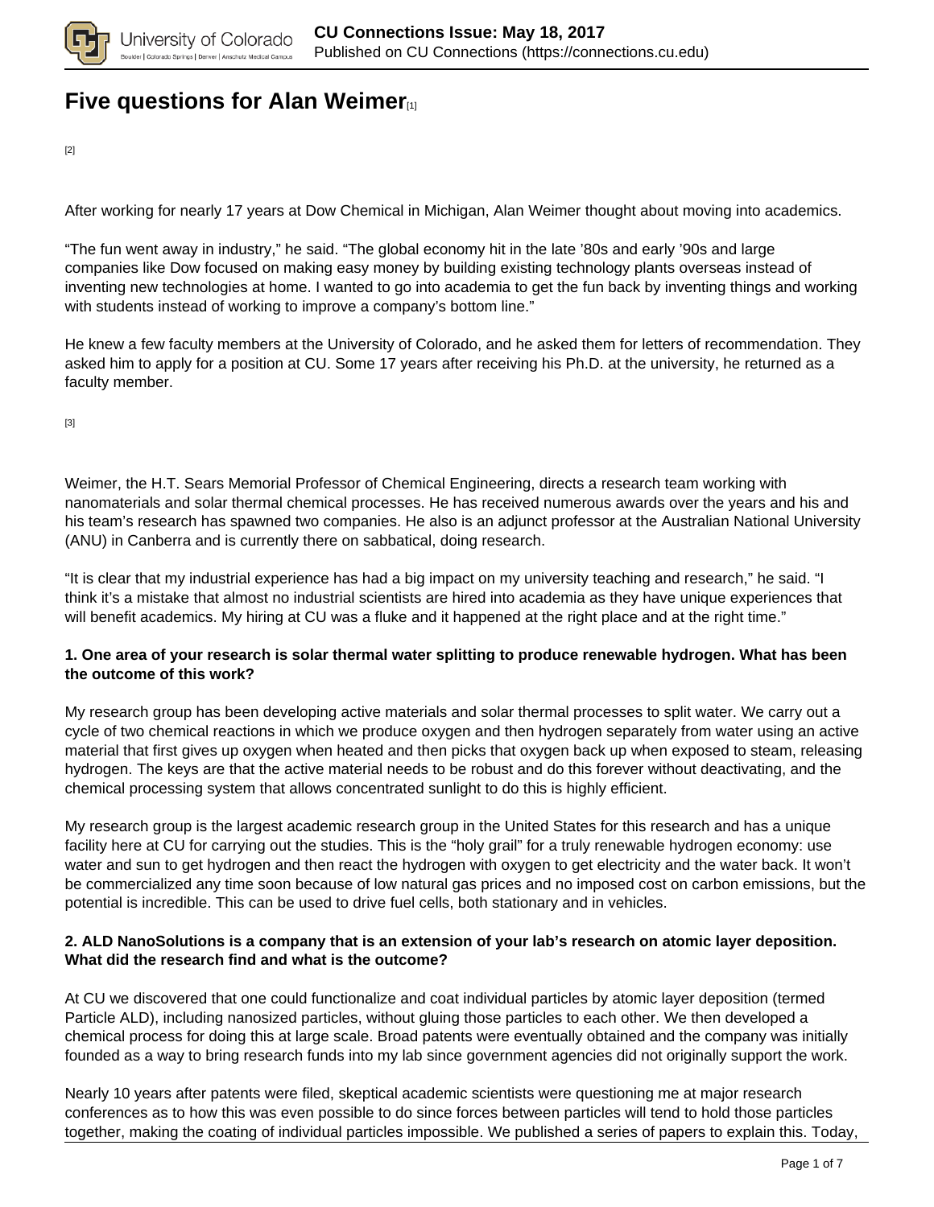# Five questions for Alan Weimer[1]

[2]

After working for nearly 17 years at Dow Chemical in Michigan, Alan Weimer thought about moving into academics.

“The fun went away in industry,” he said. “The global economy hit in the late ’80s and early ’90s and large companies like Dow focused on making easy money by building existing technology plants overseas instead of inventing new technologies at home. I wanted to go into academia to get the fun back by inventing things and working with students instead of working to improve a company’s bottom line.”

He knew a few faculty members at the University of Colorado, and he asked them for letters of recommendation. They asked him to apply for a position at CU. Some 17 years after receiving his Ph.D. at the university, he returned as a faculty member.

[3]

Weimer, the H.T. Sears Memorial Professor of Chemical Engineering, directs a research team working with nanomaterials and solar thermal chemical processes. He has received numerous awards over the years and his and his team’s research has spawned two companies. He also is an adjunct professor at the Australian National University (ANU) in Canberra and is currently there on sabbatical, doing research.

“It is clear that my industrial experience has had a big impact on my university teaching and research,” he said. “I think it’s a mistake that almost no industrial scientists are hired into academia as they have unique experiences that will benefit academics. My hiring at CU was a fluke and it happened at the right place and at the right time.”

**1. One area of your research is solar thermal water splitting to produce renewable hydrogen. What has been the outcome of this work?**

My research group has been developing active materials and solar thermal processes to split water. We carry out a cycle of two chemical reactions in which we produce oxygen and then hydrogen separately from water using an active material that first gives up oxygen when heated and then picks that oxygen back up when exposed to steam, releasing hydrogen. The keys are that the active material needs to be robust and do this forever without deactivating, and the chemical processing system that allows concentrated sunlight to do this is highly efficient.

My research group is the largest academic research group in the United States for this research and has a unique facility here at CU for carrying out the studies. This is the “holy grail” for a truly renewable hydrogen economy: use water and sun to get hydrogen and then react the hydrogen with oxygen to get electricity and the water back. It won’t be commercialized any time soon because of low natural gas prices and no imposed cost on carbon emissions, but the potential is incredible. This can be used to drive fuel cells, both stationary and in vehicles.

**2. ALD NanoSolutions is a company that is an extension of your lab’s research on atomic layer deposition. What did the research find and what is the outcome?**

At CU we discovered that one could functionalize and coat individual particles by atomic layer deposition (termed Particle ALD), including nanosized particles, without gluing those particles to each other. We then developed a chemical process for doing this at large scale. Broad patents were eventually obtained and the company was initially founded as a way to bring research funds into my lab since government agencies did not originally support the work.

Nearly 10 years after patents were filed, skeptical academic scientists were questioning me at major research conferences as to how this was even possible to do since forces between particles will tend to hold those particles together, making the coating of individual particles impossible. We published a series of papers to explain this. Today,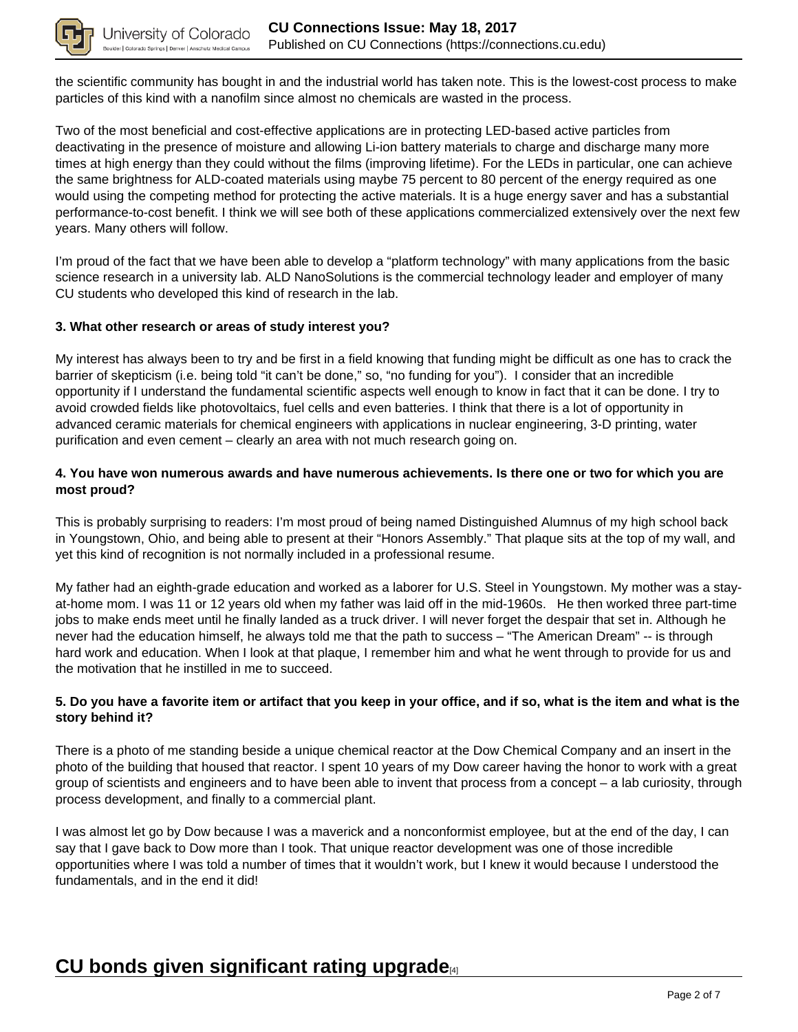the scientific community has bought in and the industrial world has taken note. This is the lowest-cost process to make particles of this kind with a nanofilm since almost no chemicals are wasted in the process.

Two of the most beneficial and cost-effective applications are in protecting LED-based active particles from deactivating in the presence of moisture and allowing Li-ion battery materials to charge and discharge many more times at high energy than they could without the films (improving lifetime). For the LEDs in particular, one can achieve the same brightness for ALD-coated materials using maybe 75 percent to 80 percent of the energy required as one would using the competing method for protecting the active materials. It is a huge energy saver and has a substantial performance-to-cost benefit. I think we will see both of these applications commercialized extensively over the next few years. Many others will follow.

I'm proud of the fact that we have been able to develop a "platform technology" with many applications from the basic science research in a university lab. ALD NanoSolutions is the commercial technology leader and employer of many CU students who developed this kind of research in the lab.

**3. What other research or areas of study interest you?**

My interest has always been to try and be first in a field knowing that funding might be difficult as one has to crack the barrier of skepticism (i.e. being told "it can't be done," so, "no funding for you"). I consider that an incredible opportunity if I understand the fundamental scientific aspects well enough to know in fact that it can be done. I try to avoid crowded fields like photovoltaics, fuel cells and even batteries. I think that there is a lot of opportunity in advanced ceramic materials for chemical engineers with applications in nuclear engineering, 3-D printing, water purification and even cement – clearly an area with not much research going on.

**4. You have won numerous awards and have numerous achievements. Is there one or two for which you are most proud?**

This is probably surprising to readers: I'm most proud of being named Distinguished Alumnus of my high school back in Youngstown, Ohio, and being able to present at their "Honors Assembly." That plaque sits at the top of my wall, and yet this kind of recognition is not normally included in a professional resume.

My father had an eighth-grade education and worked as a laborer for U.S. Steel in Youngstown. My mother was a stay-at-home mom. I was 11 or 12 years old when my father was laid off in the mid-1960s. He then worked three part-time jobs to make ends meet until he finally landed as a truck driver. I will never forget the despair that set in. Although he never had the education himself, he always told me that the path to success – "The American Dream" -- is through hard work and education. When I look at that plaque, I remember him and what he went through to provide for us and the motivation that he instilled in me to succeed.

**5. Do you have a favorite item or artifact that you keep in your office, and if so, what is the item and what is the story behind it?**

There is a photo of me standing beside a unique chemical reactor at the Dow Chemical Company and an insert in the photo of the building that housed that reactor. I spent 10 years of my Dow career having the honor to work with a great group of scientists and engineers and to have been able to invent that process from a concept – a lab curiosity, through process development, and finally to a commercial plant.

I was almost let go by Dow because I was a maverick and a nonconformist employee, but at the end of the day, I can say that I gave back to Dow more than I took. That unique reactor development was one of those incredible opportunities where I was told a number of times that it wouldn't work, but I knew it would because I understood the fundamentals, and in the end it did!

## CU bonds given significant rating upgrade[4]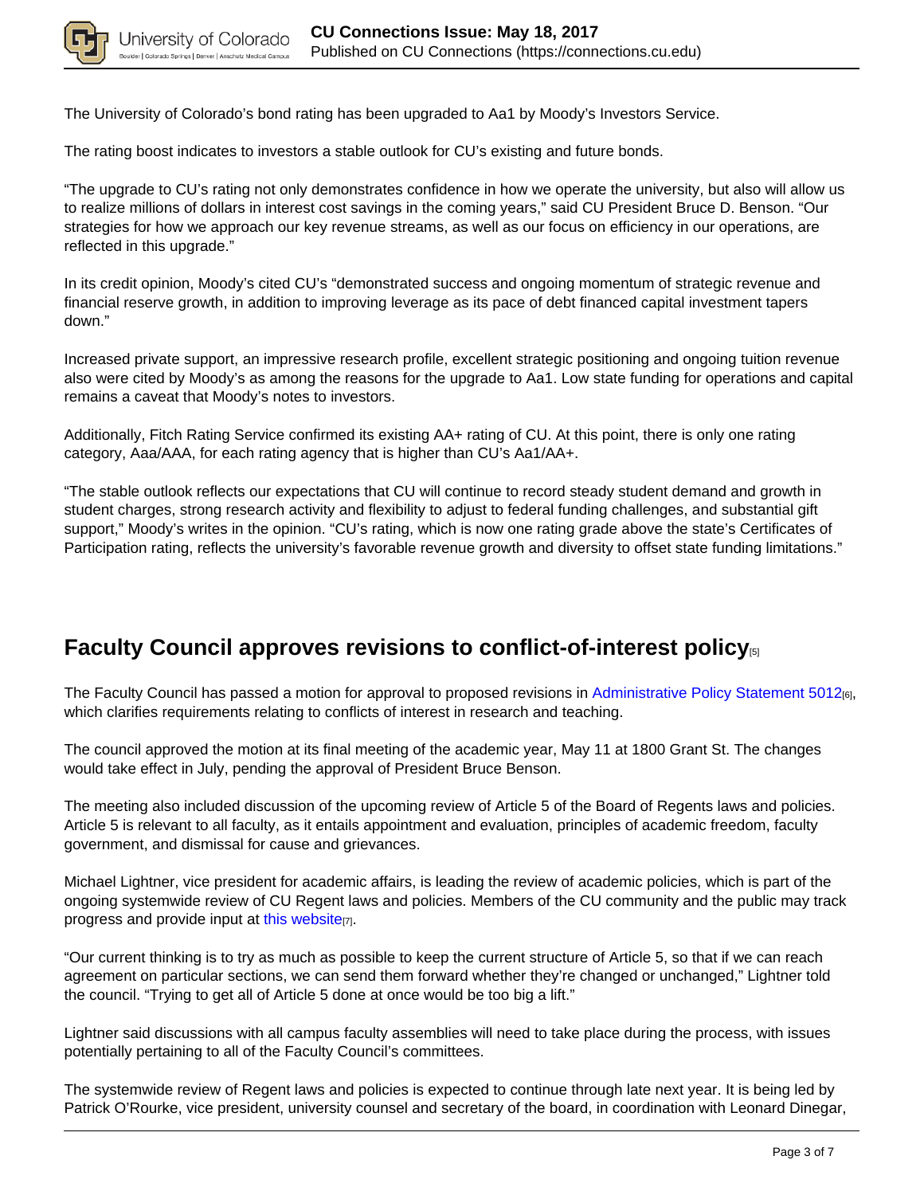The University of Colorado's bond rating has been upgraded to Aa1 by Moody's Investors Service.

The rating boost indicates to investors a stable outlook for CU's existing and future bonds.

"The upgrade to CU's rating not only demonstrates confidence in how we operate the university, but also will allow us to realize millions of dollars in interest cost savings in the coming years," said CU President Bruce D. Benson. "Our strategies for how we approach our key revenue streams, as well as our focus on efficiency in our operations, are reflected in this upgrade."

In its credit opinion, Moody's cited CU's "demonstrated success and ongoing momentum of strategic revenue and financial reserve growth, in addition to improving leverage as its pace of debt financed capital investment tapers down."

Increased private support, an impressive research profile, excellent strategic positioning and ongoing tuition revenue also were cited by Moody's as among the reasons for the upgrade to Aa1. Low state funding for operations and capital remains a caveat that Moody's notes to investors.

Additionally, Fitch Rating Service confirmed its existing AA+ rating of CU. At this point, there is only one rating category, Aaa/AAA, for each rating agency that is higher than CU's Aa1/AA+.

"The stable outlook reflects our expectations that CU will continue to record steady student demand and growth in student charges, strong research activity and flexibility to adjust to federal funding challenges, and substantial gift support," Moody's writes in the opinion. "CU's rating, which is now one rating grade above the state's Certificates of Participation rating, reflects the university's favorable revenue growth and diversity to offset state funding limitations."

## Faculty Council approves revisions to conflict-of-interest policy[5]

The Faculty Council has passed a motion for approval to proposed revisions in Administrative Policy Statement 5012[6], which clarifies requirements relating to conflicts of interest in research and teaching.

The council approved the motion at its final meeting of the academic year, May 11 at 1800 Grant St. The changes would take effect in July, pending the approval of President Bruce Benson.

The meeting also included discussion of the upcoming review of Article 5 of the Board of Regents laws and policies. Article 5 is relevant to all faculty, as it entails appointment and evaluation, principles of academic freedom, faculty government, and dismissal for cause and grievances.

Michael Lightner, vice president for academic affairs, is leading the review of academic policies, which is part of the ongoing systemwide review of CU Regent laws and policies. Members of the CU community and the public may track progress and provide input at this website[7].

"Our current thinking is to try as much as possible to keep the current structure of Article 5, so that if we can reach agreement on particular sections, we can send them forward whether they're changed or unchanged," Lightner told the council. "Trying to get all of Article 5 done at once would be too big a lift."

Lightner said discussions with all campus faculty assemblies will need to take place during the process, with issues potentially pertaining to all of the Faculty Council's committees.

The systemwide review of Regent laws and policies is expected to continue through late next year. It is being led by Patrick O'Rourke, vice president, university counsel and secretary of the board, in coordination with Leonard Dinegar,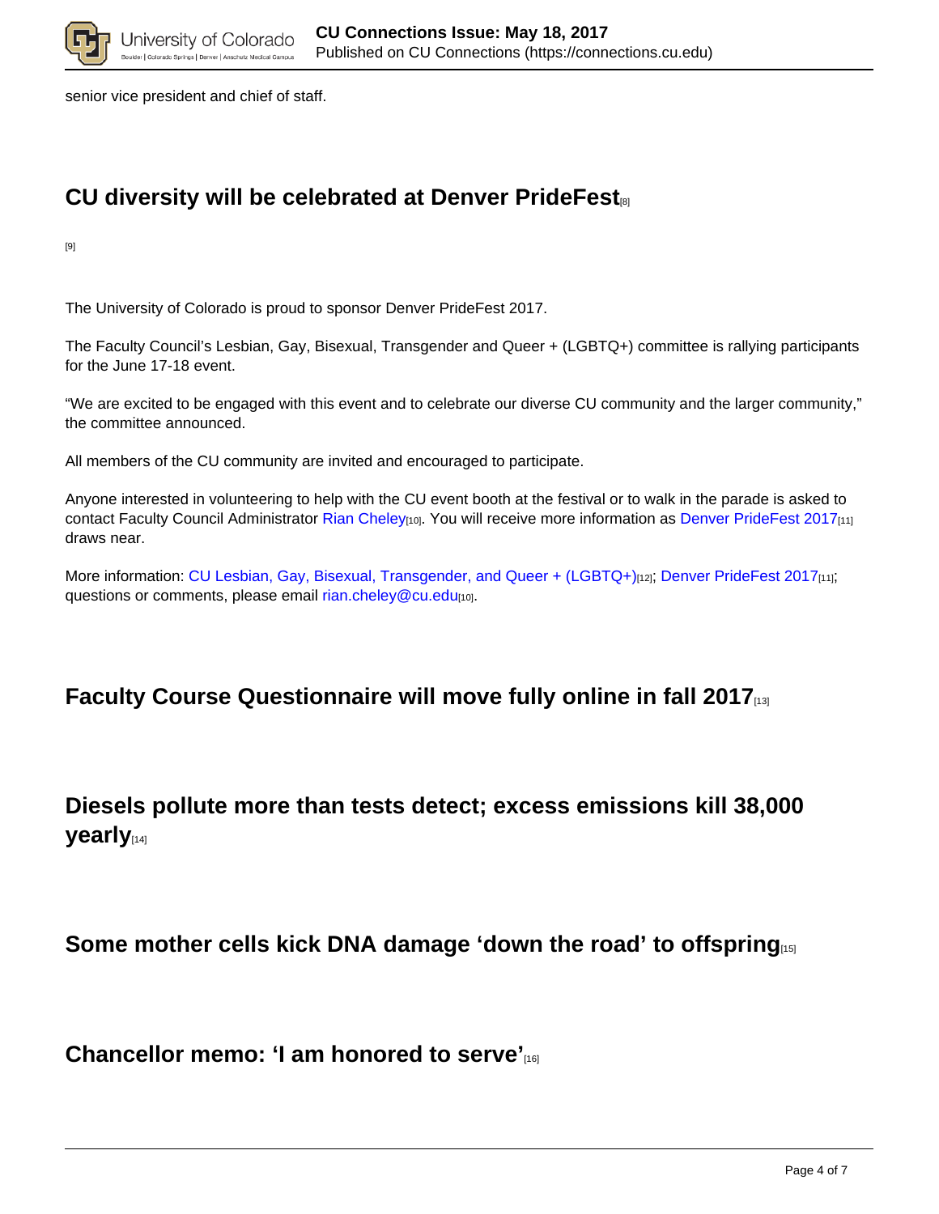senior vice president and chief of staff.

## CU diversity will be celebrated at Denver PrideFest[8]

[9]

The University of Colorado is proud to sponsor Denver PrideFest 2017.

The Faculty Council's Lesbian, Gay, Bisexual, Transgender and Queer + (LGBTQ+) committee is rallying participants for the June 17-18 event.

"We are excited to be engaged with this event and to celebrate our diverse CU community and the larger community," the committee announced.

All members of the CU community are invited and encouraged to participate.

Anyone interested in volunteering to help with the CU event booth at the festival or to walk in the parade is asked to contact Faculty Council Administrator Rian Cheley[10]. You will receive more information as Denver PrideFest 2017[11] draws near.

More information: CU Lesbian, Gay, Bisexual, Transgender, and Queer + (LGBTQ+)[12]; Denver PrideFest 2017[11]; questions or comments, please email rian.cheley@cu.edu[10].

## Faculty Course Questionnaire will move fully online in fall 2017[13]

## Diesels pollute more than tests detect; excess emissions kill 38,000 yearly[14]

## Some mother cells kick DNA damage 'down the road' to offspring[15]

## Chancellor memo: 'I am honored to serve'[16]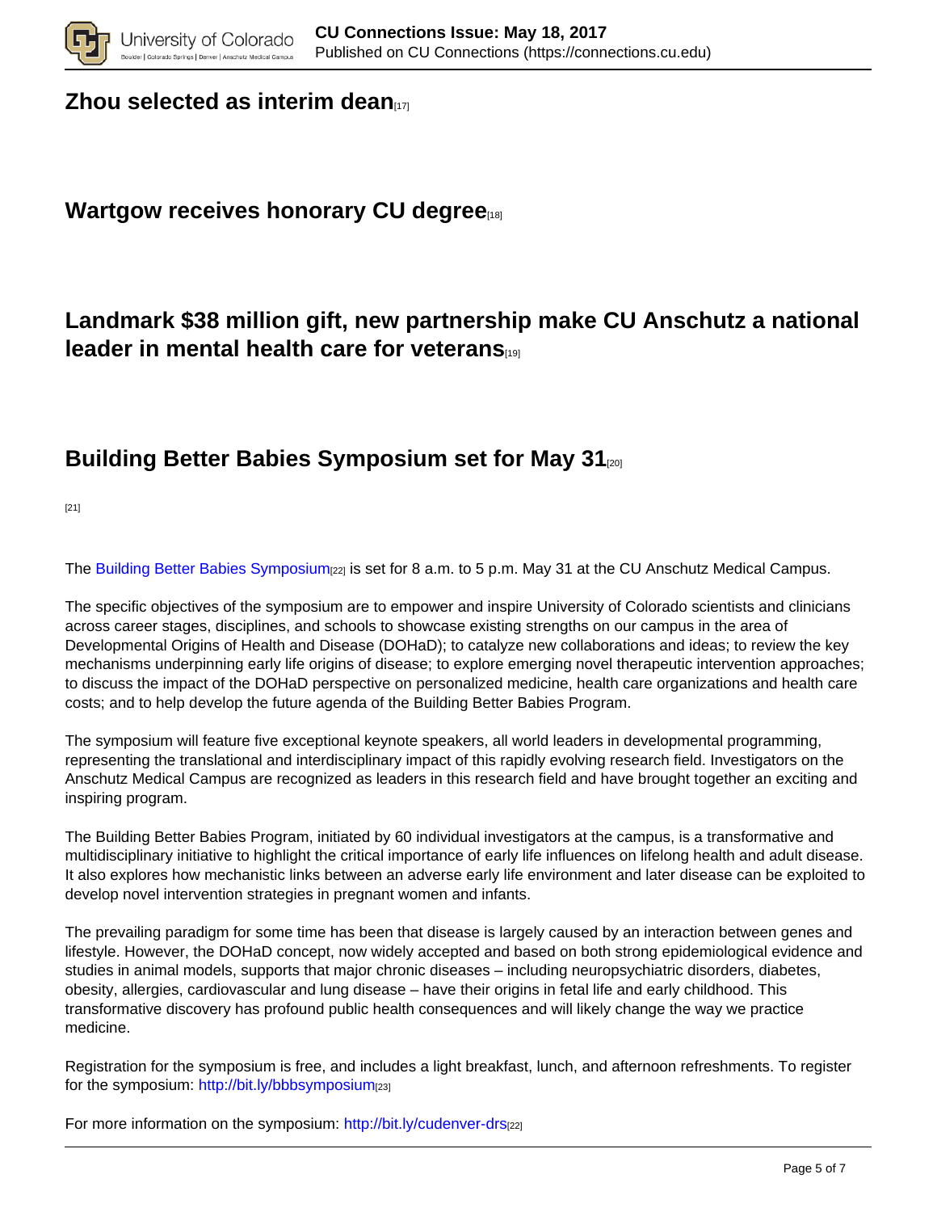## Zhou selected as interim dean[17]

## Wartgow receives honorary CU degree[18]

## Landmark $38 million gift, new partnership make CU Anschutz a national leader in mental health care for veterans[19]

## Building Better Babies Symposium set for May 31[20]

[21]

The Building Better Babies Symposium[22] is set for 8 a.m. to 5 p.m. May 31 at the CU Anschutz Medical Campus.

The specific objectives of the symposium are to empower and inspire University of Colorado scientists and clinicians across career stages, disciplines, and schools to showcase existing strengths on our campus in the area of Developmental Origins of Health and Disease (DOHaD); to catalyze new collaborations and ideas; to review the key mechanisms underpinning early life origins of disease; to explore emerging novel therapeutic intervention approaches; to discuss the impact of the DOHaD perspective on personalized medicine, health care organizations and health care costs; and to help develop the future agenda of the Building Better Babies Program.

The symposium will feature five exceptional keynote speakers, all world leaders in developmental programming, representing the translational and interdisciplinary impact of this rapidly evolving research field. Investigators on the Anschutz Medical Campus are recognized as leaders in this research field and have brought together an exciting and inspiring program.

The Building Better Babies Program, initiated by 60 individual investigators at the campus, is a transformative and multidisciplinary initiative to highlight the critical importance of early life influences on lifelong health and adult disease. It also explores how mechanistic links between an adverse early life environment and later disease can be exploited to develop novel intervention strategies in pregnant women and infants.

The prevailing paradigm for some time has been that disease is largely caused by an interaction between genes and lifestyle. However, the DOHaD concept, now widely accepted and based on both strong epidemiological evidence and studies in animal models, supports that major chronic diseases – including neuropsychiatric disorders, diabetes, obesity, allergies, cardiovascular and lung disease – have their origins in fetal life and early childhood. This transformative discovery has profound public health consequences and will likely change the way we practice medicine.

Registration for the symposium is free, and includes a light breakfast, lunch, and afternoon refreshments. To register for the symposium: http://bit.ly/bbbsymposium[23]

For more information on the symposium: http://bit.ly/cudenver-drs[22]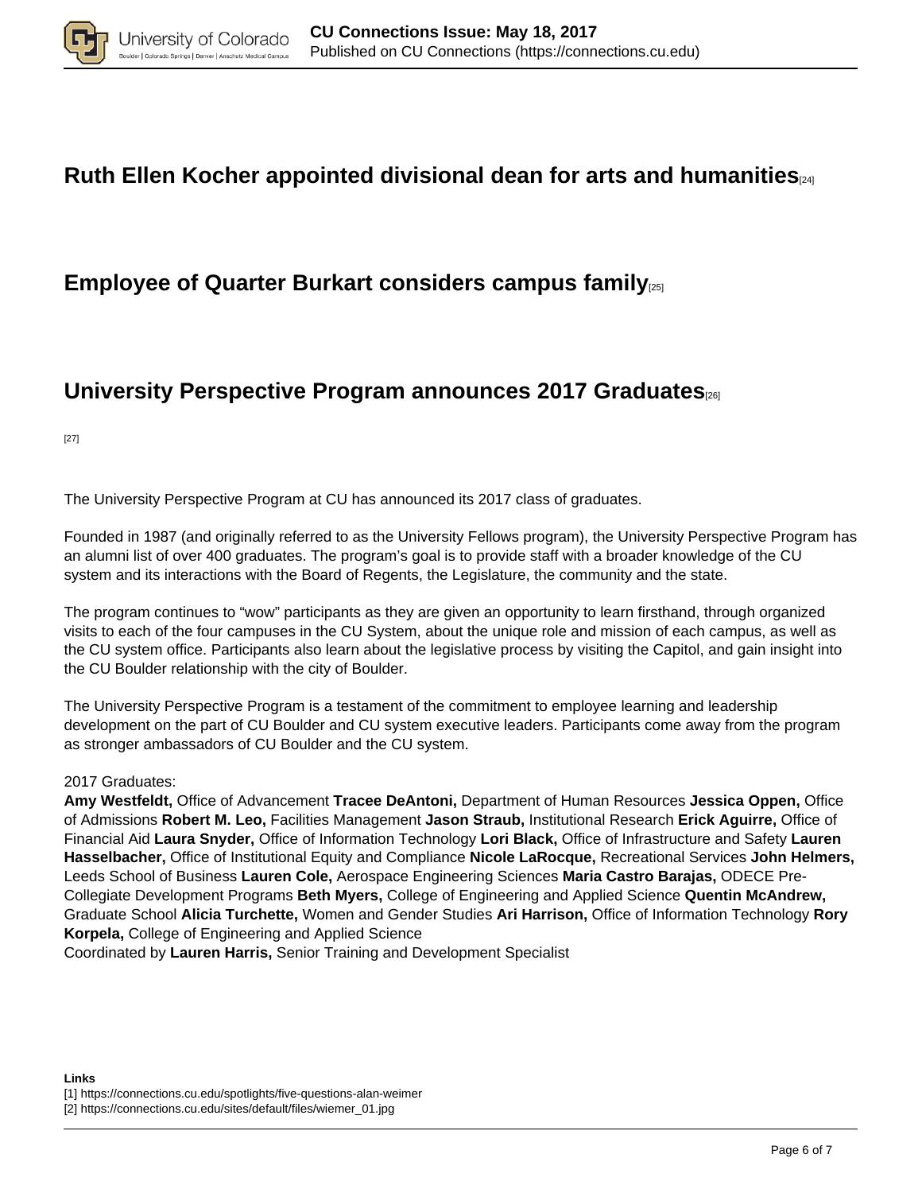## Ruth Ellen Kocher appointed divisional dean for arts and humanities[24]

## Employee of Quarter Burkart considers campus family[25]

## University Perspective Program announces 2017 Graduates[26]

[27]

The University Perspective Program at CU has announced its 2017 class of graduates.

Founded in 1987 (and originally referred to as the University Fellows program), the University Perspective Program has an alumni list of over 400 graduates. The program's goal is to provide staff with a broader knowledge of the CU system and its interactions with the Board of Regents, the Legislature, the community and the state.

The program continues to "wow" participants as they are given an opportunity to learn firsthand, through organized visits to each of the four campuses in the CU System, about the unique role and mission of each campus, as well as the CU system office. Participants also learn about the legislative process by visiting the Capitol, and gain insight into the CU Boulder relationship with the city of Boulder.

The University Perspective Program is a testament of the commitment to employee learning and leadership development on the part of CU Boulder and CU system executive leaders. Participants come away from the program as stronger ambassadors of CU Boulder and the CU system.

2017 Graduates:
**Amy Westfeldt,** Office of Advancement **Tracee DeAntoni,** Department of Human Resources **Jessica Oppen,** Office of Admissions **Robert M. Leo,** Facilities Management **Jason Straub,** Institutional Research **Erick Aguirre,** Office of Financial Aid **Laura Snyder,** Office of Information Technology **Lori Black,** Office of Infrastructure and Safety **Lauren Hasselbacher,** Office of Institutional Equity and Compliance **Nicole LaRocque,** Recreational Services **John Helmers,** Leeds School of Business **Lauren Cole,** Aerospace Engineering Sciences **Maria Castro Barajas,** ODECE Pre-Collegiate Development Programs **Beth Myers,** College of Engineering and Applied Science **Quentin McAndrew,** Graduate School **Alicia Turchette,** Women and Gender Studies **Ari Harrison,** Office of Information Technology **Rory Korpela,** College of Engineering and Applied Science
Coordinated by **Lauren Harris,** Senior Training and Development Specialist

**Links**
[1] https://connections.cu.edu/spotlights/five-questions-alan-weimer
[2] https://connections.cu.edu/sites/default/files/wiemer_01.jpg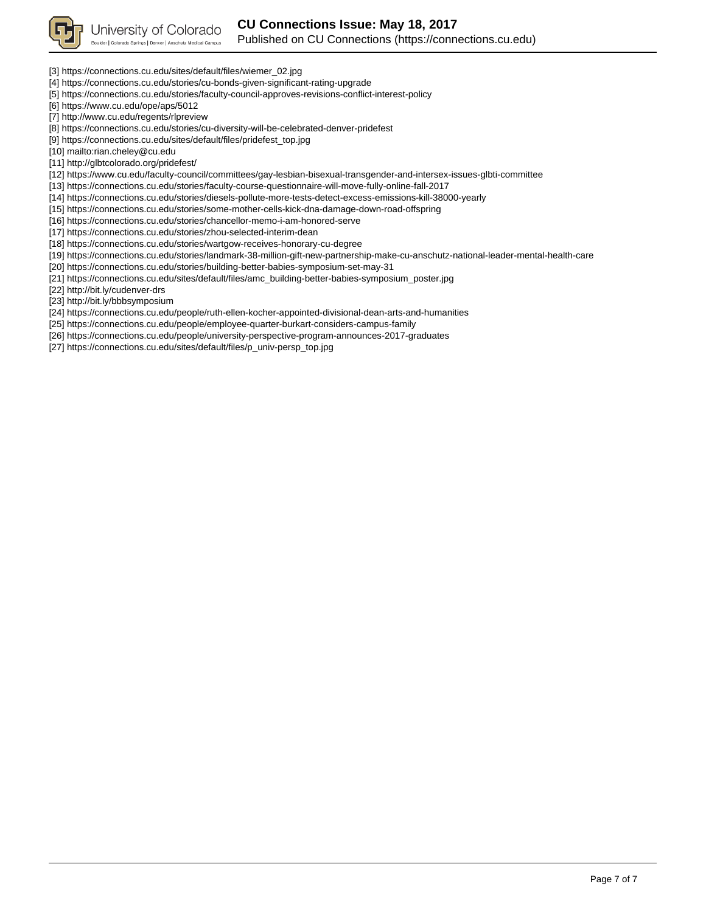[3] https://connections.cu.edu/sites/default/files/wiemer_02.jpg
[4] https://connections.cu.edu/stories/cu-bonds-given-significant-rating-upgrade
[5] https://connections.cu.edu/stories/faculty-council-approves-revisions-conflict-interest-policy
[6] https://www.cu.edu/ope/aps/5012
[7] http://www.cu.edu/regents/rlpreview
[8] https://connections.cu.edu/stories/cu-diversity-will-be-celebrated-denver-pridefest
[9] https://connections.cu.edu/sites/default/files/pridefest_top.jpg
[10] mailto:rian.cheley@cu.edu
[11] http://glbtcolorado.org/pridefest/
[12] https://www.cu.edu/faculty-council/committees/gay-lesbian-bisexual-transgender-and-intersex-issues-glbti-committee
[13] https://connections.cu.edu/stories/faculty-course-questionnaire-will-move-fully-online-fall-2017
[14] https://connections.cu.edu/stories/diesels-pollute-more-tests-detect-excess-emissions-kill-38000-yearly
[15] https://connections.cu.edu/stories/some-mother-cells-kick-dna-damage-down-road-offspring
[16] https://connections.cu.edu/stories/chancellor-memo-i-am-honored-serve
[17] https://connections.cu.edu/stories/zhou-selected-interim-dean
[18] https://connections.cu.edu/stories/wartgow-receives-honorary-cu-degree
[19] https://connections.cu.edu/stories/landmark-38-million-gift-new-partnership-make-cu-anschutz-national-leader-mental-health-care
[20] https://connections.cu.edu/stories/building-better-babies-symposium-set-may-31
[21] https://connections.cu.edu/sites/default/files/amc_building-better-babies-symposium_poster.jpg
[22] http://bit.ly/cudenver-drs
[23] http://bit.ly/bbbsymposium
[24] https://connections.cu.edu/people/ruth-ellen-kocher-appointed-divisional-dean-arts-and-humanities
[25] https://connections.cu.edu/people/employee-quarter-burkart-considers-campus-family
[26] https://connections.cu.edu/people/university-perspective-program-announces-2017-graduates
[27] https://connections.cu.edu/sites/default/files/p_univ-persp_top.jpg